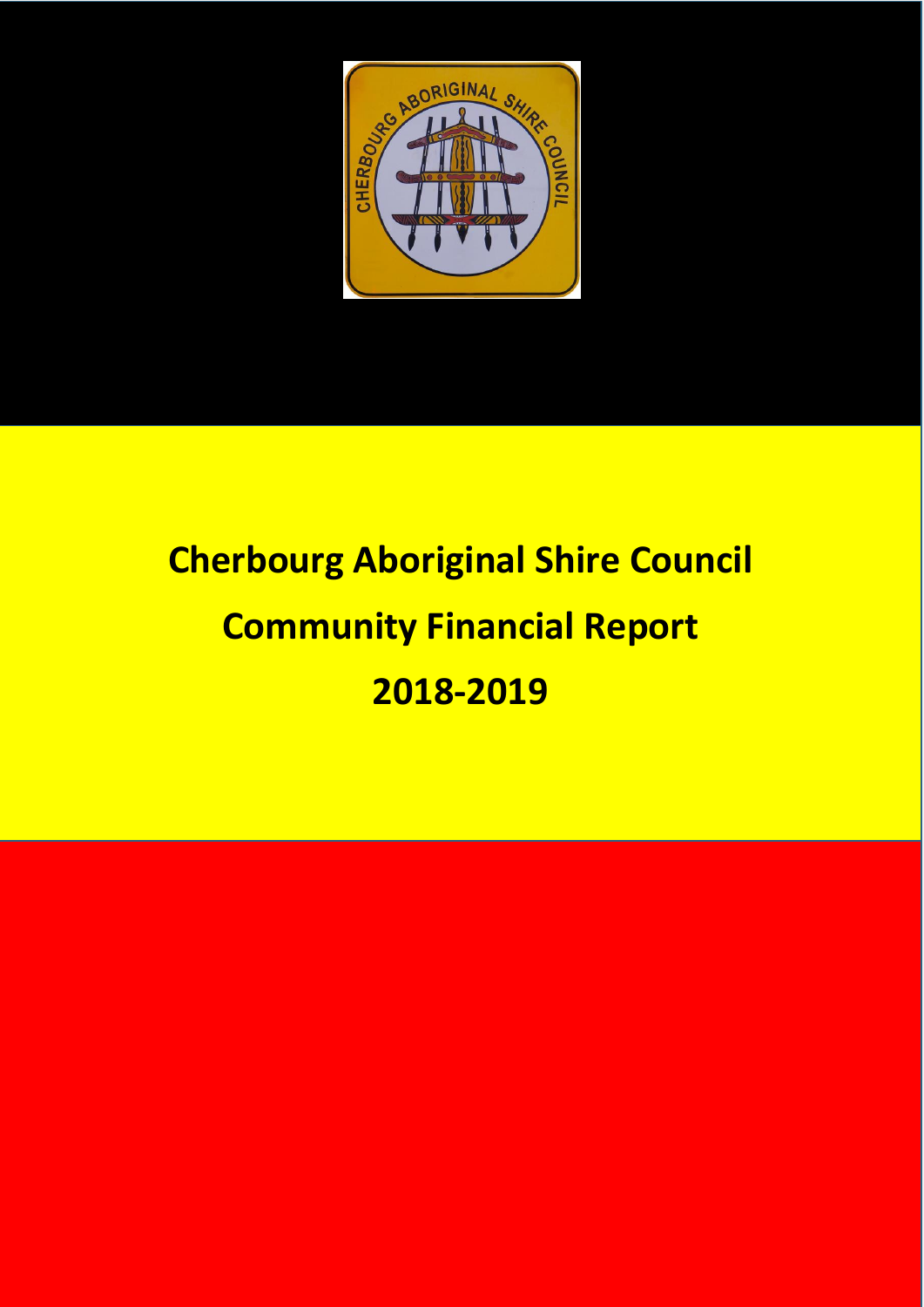# Cherbourg Aboriginal Shire Council

# Community Financial Report

# 2018-2019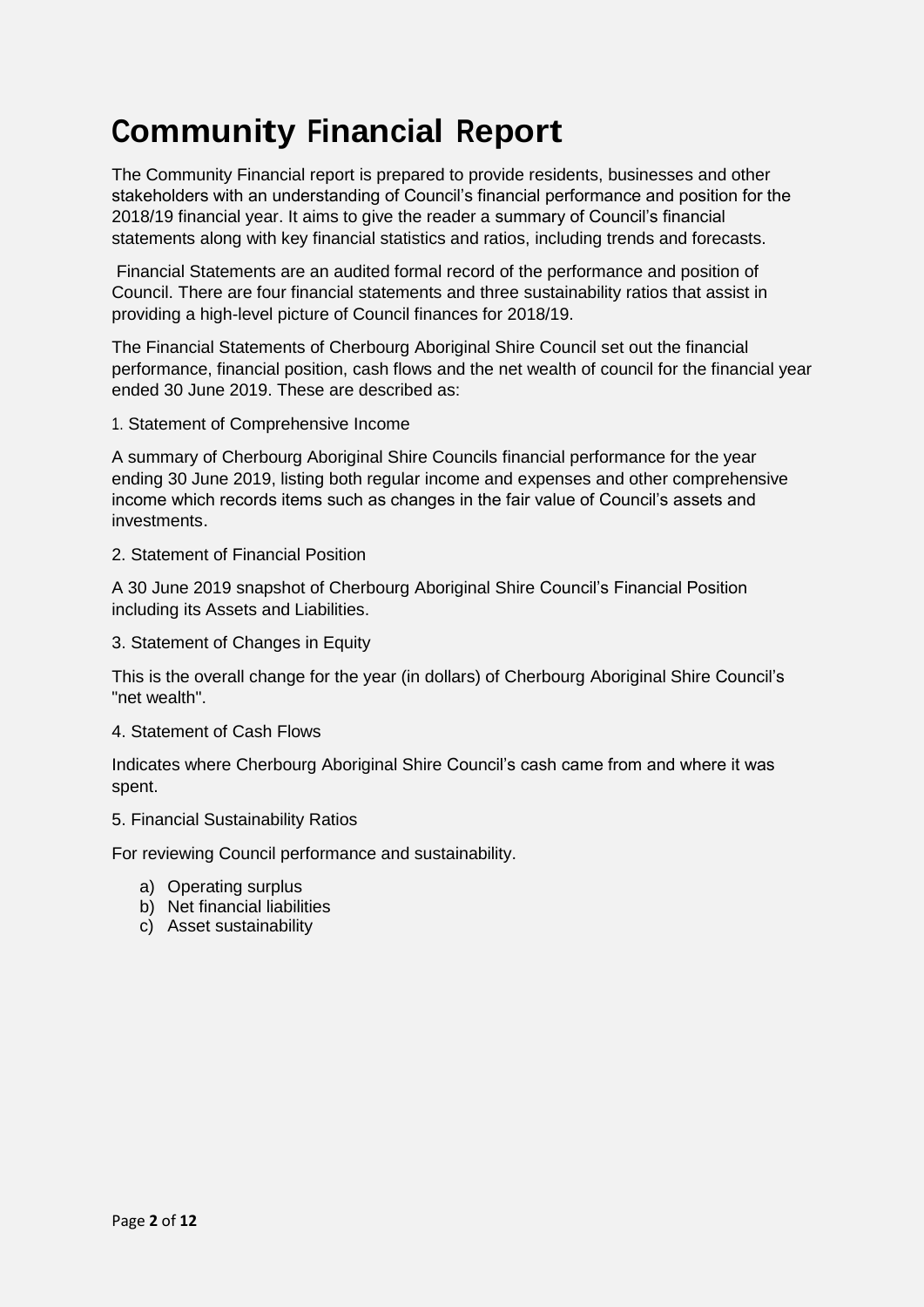# Community Financial Report

The Community Financial report is prepared to provide residents, businesses and other stakeholders with an understanding of Council's financial performance and position for the 2018/19 financial year. It aims to give the reader a summary of Council's financial statements along with key financial statistics and ratios, including trends and forecasts.

Financial Statements are an audited formal record of the performance and position of Council. There are four financial statements and three sustainability ratios that assist in providing a high-level picture of Council finances for 2018/19.

The Financial Statements of Cherbourg Aboriginal Shire Council set out the financial performance, financial position, cash flows and the net wealth of council for the financial year ended 30 June 2019. These are described as:

1. Statement of Comprehensive Income

A summary of Cherbourg Aboriginal Shire Councils financial performance for the year ending 30 June 2019, listing both regular income and expenses and other comprehensive income which records items such as changes in the fair value of Council's assets and investments.

2. Statement of Financial Position

A 30 June 2019 snapshot of Cherbourg Aboriginal Shire Council's Financial Position including its Assets and Liabilities.

3. Statement of Changes in Equity

This is the overall change for the year (in dollars) of Cherbourg Aboriginal Shire Council's "net wealth".

4. Statement of Cash Flows

Indicates where Cherbourg Aboriginal Shire Council's cash came from and where it was spent.

5. Financial Sustainability Ratios

For reviewing Council performance and sustainability.

a) Operating surplus
b) Net financial liabilities
c) Asset sustainability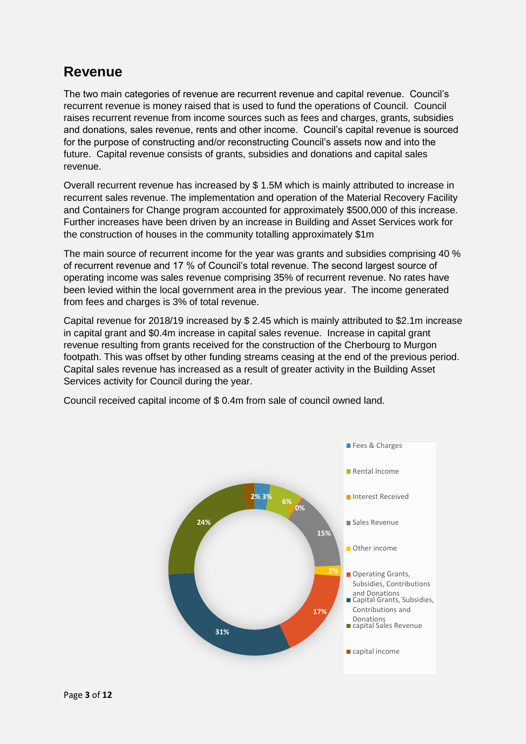## Revenue

The two main categories of revenue are recurrent revenue and capital revenue. Council's recurrent revenue is money raised that is used to fund the operations of Council. Council raises recurrent revenue from income sources such as fees and charges, grants, subsidies and donations, sales revenue, rents and other income. Council's capital revenue is sourced for the purpose of constructing and/or reconstructing Council's assets now and into the future. Capital revenue consists of grants, subsidies and donations and capital sales revenue.

Overall recurrent revenue has increased by $ 1.5M which is mainly attributed to increase in recurrent sales revenue. The implementation and operation of the Material Recovery Facility and Containers for Change program accounted for approximately $500,000 of this increase. Further increases have been driven by an increase in Building and Asset Services work for the construction of houses in the community totalling approximately $1m

The main source of recurrent income for the year was grants and subsidies comprising 40 % of recurrent revenue and 17 % of Council's total revenue. The second largest source of operating income was sales revenue comprising 35% of recurrent revenue. No rates have been levied within the local government area in the previous year. The income generated from fees and charges is 3% of total revenue.

Capital revenue for 2018/19 increased by $ 2.45 which is mainly attributed to $2.1m increase in capital grant and $0.4m increase in capital sales revenue. Increase in capital grant revenue resulting from grants received for the construction of the Cherbourg to Murgon footpath. This was offset by other funding streams ceasing at the end of the previous period. Capital sales revenue has increased as a result of greater activity in the Building Asset Services activity for Council during the year.

Council received capital income of $ 0.4m from sale of council owned land.

| Category | Share |
|---|---|
| Fees & Charges | 3% |
| Rental Income | 6% |
| Interest Received | 0% |
| Sales Revenue | 15% |
| Other income | 2% |
| Operating Grants, Subsidies, Contributions and Donations | 17% |
| Capital Grants, Subsidies, Contributions and Donations | 31% |
| capital Sales Revenue | 24% |
| capital income | 2% |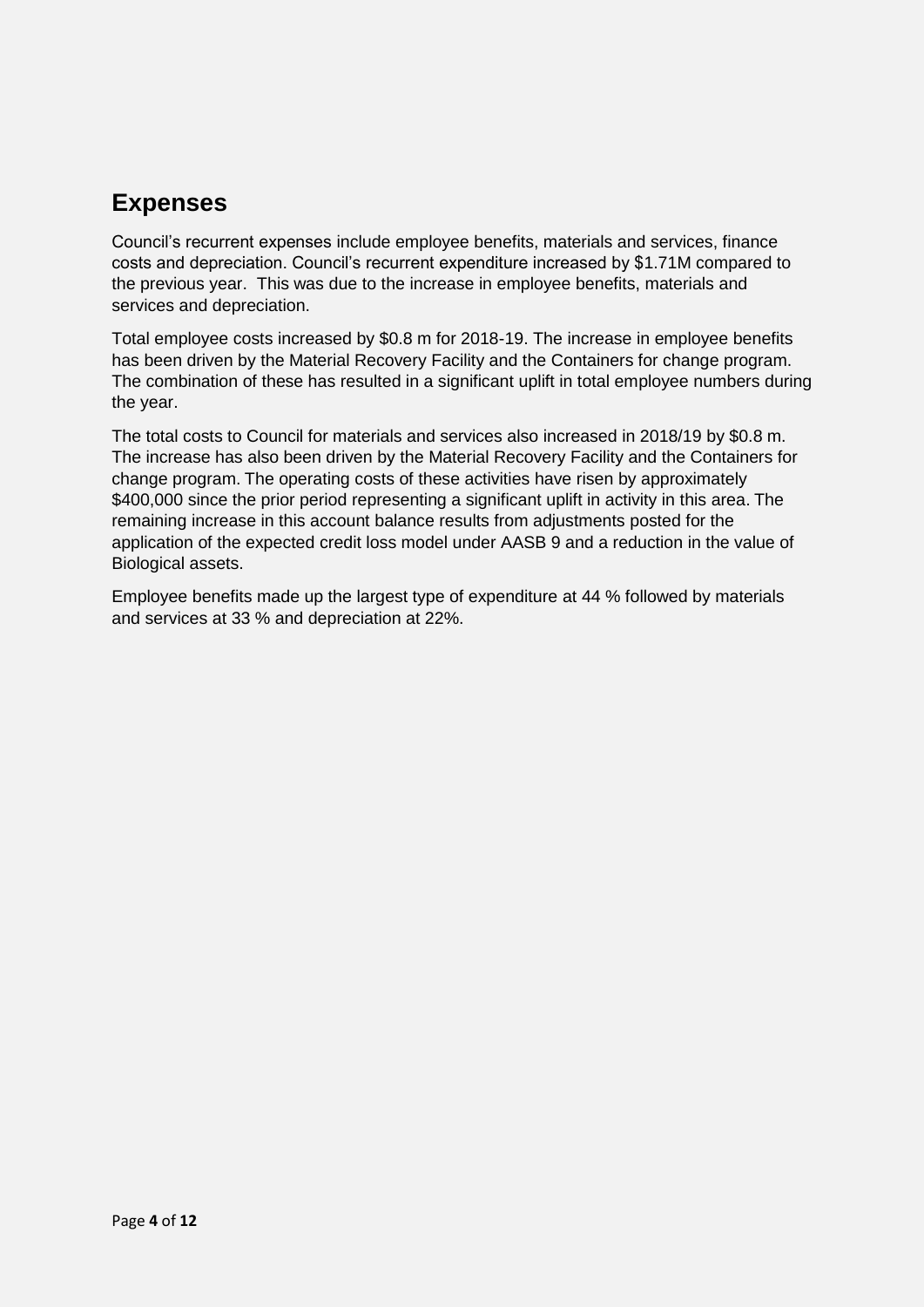## Expenses

Council's recurrent expenses include employee benefits, materials and services, finance costs and depreciation. Council's recurrent expenditure increased by $1.71M compared to the previous year.  This was due to the increase in employee benefits, materials and services and depreciation.

Total employee costs increased by $0.8 m for 2018-19. The increase in employee benefits has been driven by the Material Recovery Facility and the Containers for change program. The combination of these has resulted in a significant uplift in total employee numbers during the year.

The total costs to Council for materials and services also increased in 2018/19 by $0.8 m. The increase has also been driven by the Material Recovery Facility and the Containers for change program. The operating costs of these activities have risen by approximately $400,000 since the prior period representing a significant uplift in activity in this area. The remaining increase in this account balance results from adjustments posted for the application of the expected credit loss model under AASB 9 and a reduction in the value of Biological assets.

Employee benefits made up the largest type of expenditure at 44 % followed by materials and services at 33 % and depreciation at 22%.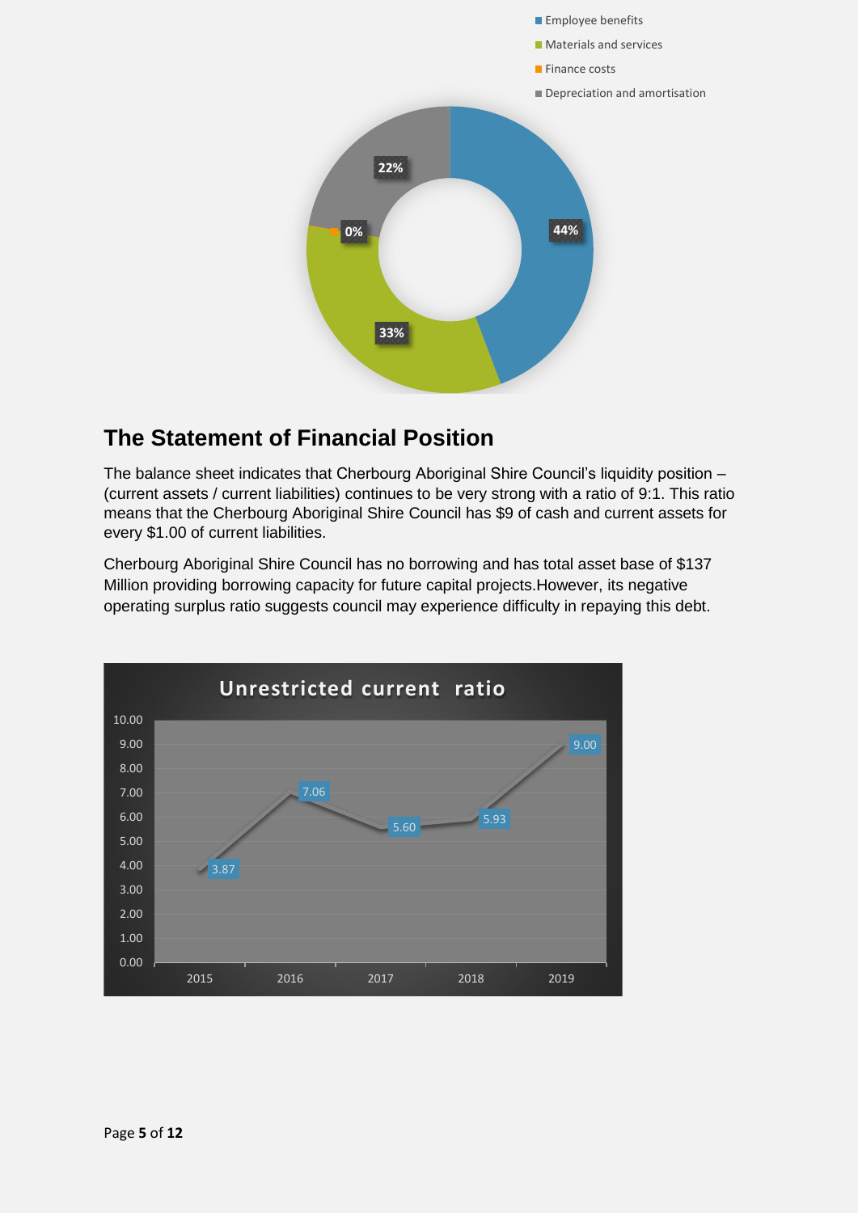- Employee benefits
- Materials and services
- Finance costs
- Depreciation and amortisation

44%
33%
0%
22%

## The Statement of Financial Position

The balance sheet indicates that Cherbourg Aboriginal Shire Council's liquidity position – (current assets / current liabilities) continues to be very strong with a ratio of 9:1. This ratio means that the Cherbourg Aboriginal Shire Council has $9 of cash and current assets for every $1.00 of current liabilities.

Cherbourg Aboriginal Shire Council has no borrowing and has total asset base of $137 Million providing borrowing capacity for future capital projects.However, its negative operating surplus ratio suggests council may experience difficulty in repaying this debt.

**Unrestricted current ratio**

| Year | Ratio |
|---|---|
| 2015 | 3.87 |
| 2016 | 7.06 |
| 2017 | 5.60 |
| 2018 | 5.93 |
| 2019 | 9.00 |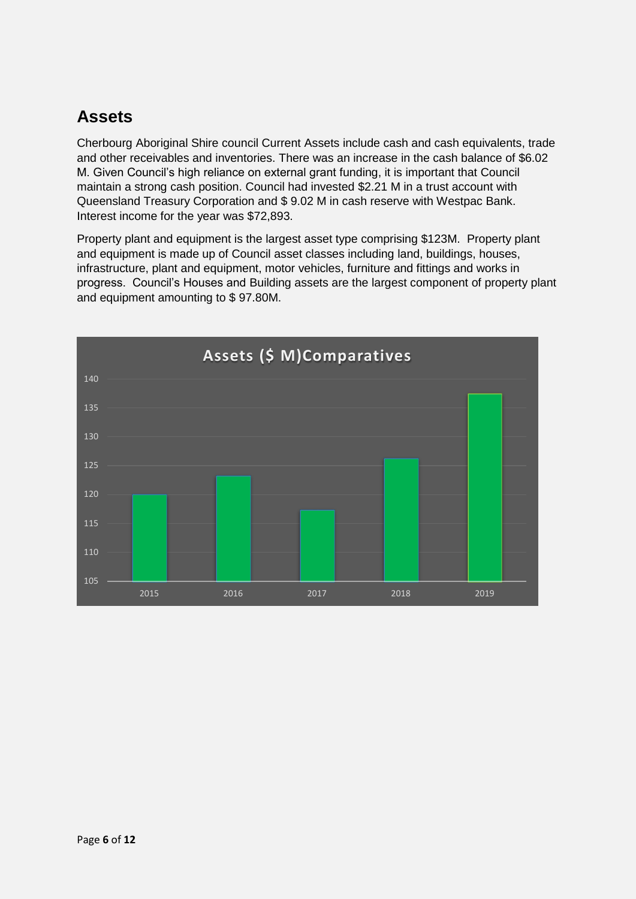## Assets

Cherbourg Aboriginal Shire council Current Assets include cash and cash equivalents, trade and other receivables and inventories. There was an increase in the cash balance of $6.02 M. Given Council's high reliance on external grant funding, it is important that Council maintain a strong cash position. Council had invested $2.21 M in a trust account with Queensland Treasury Corporation and $ 9.02 M in cash reserve with Westpac Bank. Interest income for the year was $72,893.

Property plant and equipment is the largest asset type comprising $123M. Property plant and equipment is made up of Council asset classes including land, buildings, houses, infrastructure, plant and equipment, motor vehicles, furniture and fittings and works in progress. Council's Houses and Building assets are the largest component of property plant and equipment amounting to $ 97.80M.

**Assets ($ M)Comparatives**

| Year | Assets ($ M) (approx.) |
|---|---|
| 2015 | 120 |
| 2016 | 123 |
| 2017 | 117 |
| 2018 | 126 |
| 2019 | 137 |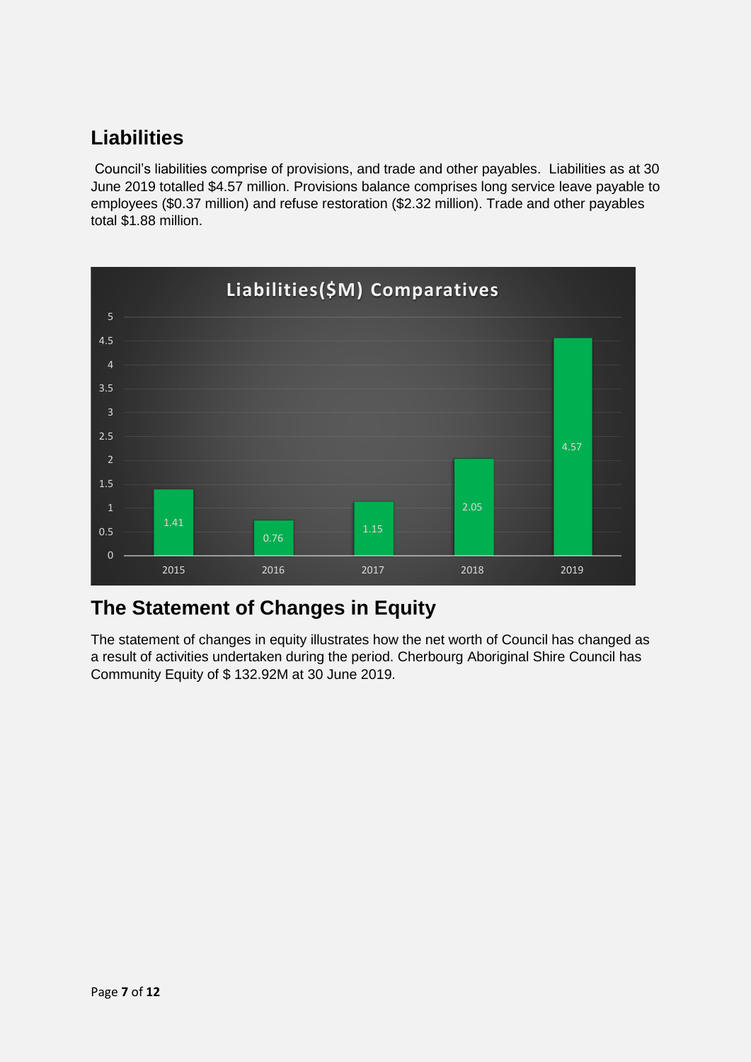## Liabilities

Council's liabilities comprise of provisions, and trade and other payables. Liabilities as at 30 June 2019 totalled $4.57 million. Provisions balance comprises long service leave payable to employees ($0.37 million) and refuse restoration ($2.32 million). Trade and other payables total $1.88 million.

**Liabilities($M) Comparatives**

| Year | Liabilities ($M) |
|---|---|
| 2015 | 1.41 |
| 2016 | 0.76 |
| 2017 | 1.15 |
| 2018 | 2.05 |
| 2019 | 4.57 |

## The Statement of Changes in Equity

The statement of changes in equity illustrates how the net worth of Council has changed as a result of activities undertaken during the period. Cherbourg Aboriginal Shire Council has Community Equity of $ 132.92M at 30 June 2019.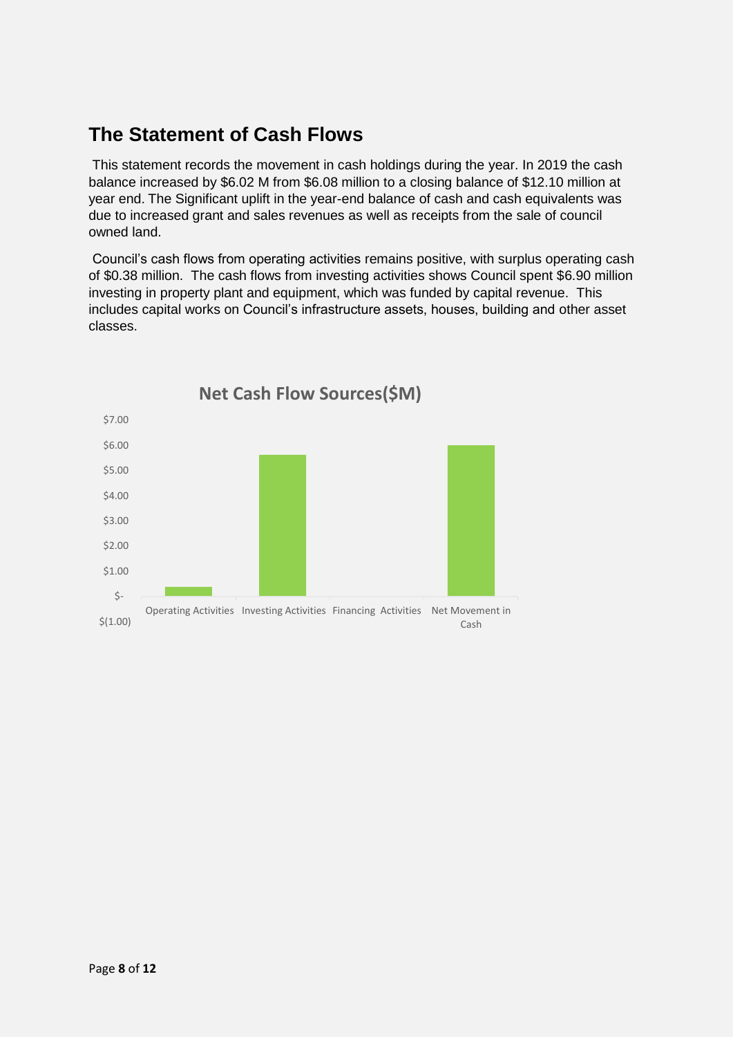## The Statement of Cash Flows

This statement records the movement in cash holdings during the year. In 2019 the cash balance increased by $6.02 M from $6.08 million to a closing balance of $12.10 million at year end. The Significant uplift in the year-end balance of cash and cash equivalents was due to increased grant and sales revenues as well as receipts from the sale of council owned land.

Council's cash flows from operating activities remains positive, with surplus operating cash of $0.38 million. The cash flows from investing activities shows Council spent $6.90 million investing in property plant and equipment, which was funded by capital revenue. This includes capital works on Council's infrastructure assets, houses, building and other asset classes.

**Net Cash Flow Sources($M)**

$7.00
$6.00
$5.00
$4.00
$3.00
$2.00
$1.00
$-
$(1.00)

Operating Activities | Investing Activities | Financing Activities | Net Movement in Cash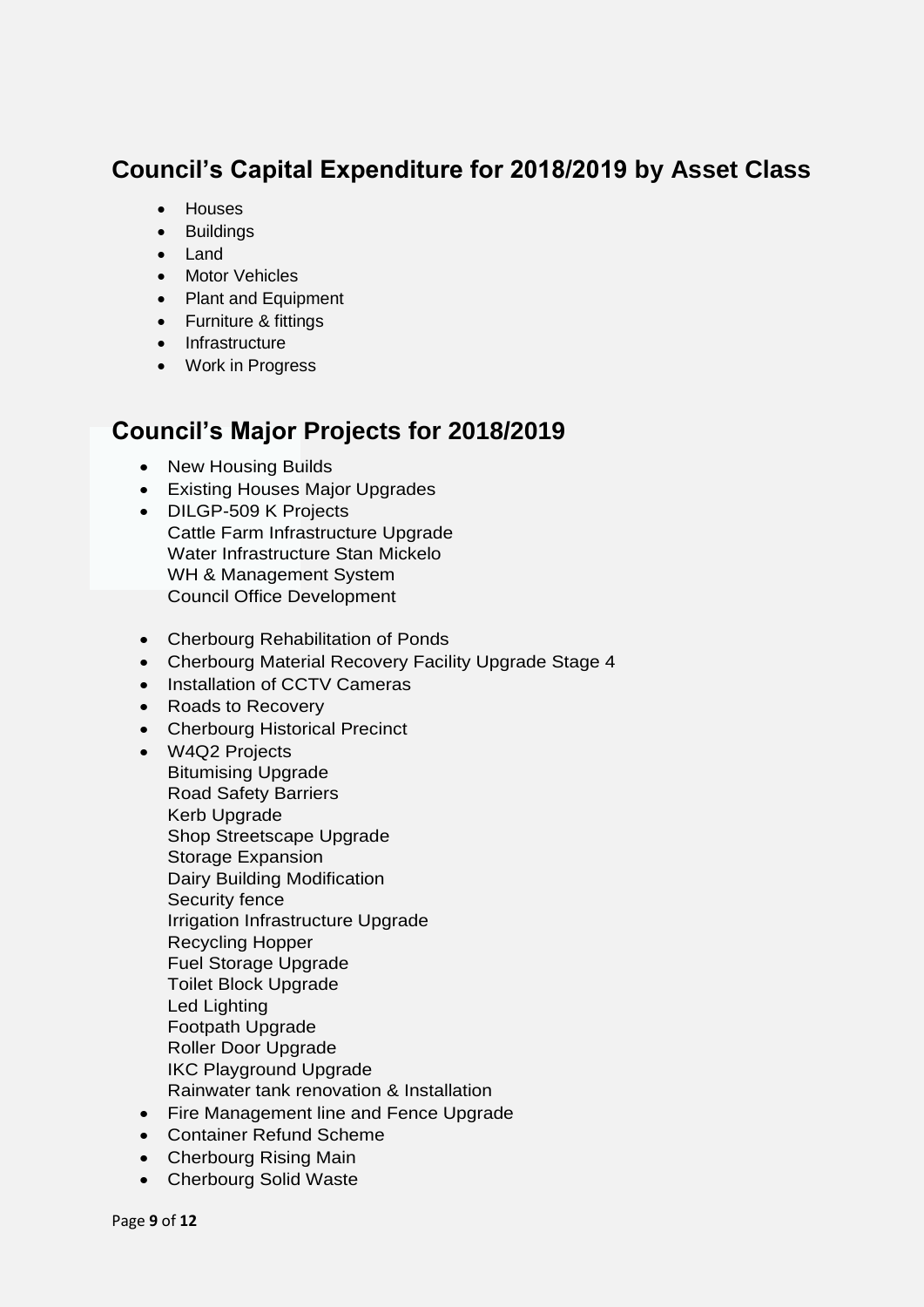## Council's Capital Expenditure for 2018/2019 by Asset Class

- Houses
- Buildings
- Land
- Motor Vehicles
- Plant and Equipment
- Furniture & fittings
- Infrastructure
- Work in Progress

## Council's Major Projects for 2018/2019

- New Housing Builds
- Existing Houses Major Upgrades
- DILGP-509 K Projects
  Cattle Farm Infrastructure Upgrade
  Water Infrastructure Stan Mickelo
  WH & Management System
  Council Office Development

- Cherbourg Rehabilitation of Ponds
- Cherbourg Material Recovery Facility Upgrade Stage 4
- Installation of CCTV Cameras
- Roads to Recovery
- Cherbourg Historical Precinct
- W4Q2 Projects
  Bitumising Upgrade
  Road Safety Barriers
  Kerb Upgrade
  Shop Streetscape Upgrade
  Storage Expansion
  Dairy Building Modification
  Security fence
  Irrigation Infrastructure Upgrade
  Recycling Hopper
  Fuel Storage Upgrade
  Toilet Block Upgrade
  Led Lighting
  Footpath Upgrade
  Roller Door Upgrade
  IKC Playground Upgrade
  Rainwater tank renovation & Installation
- Fire Management line and Fence Upgrade
- Container Refund Scheme
- Cherbourg Rising Main
- Cherbourg Solid Waste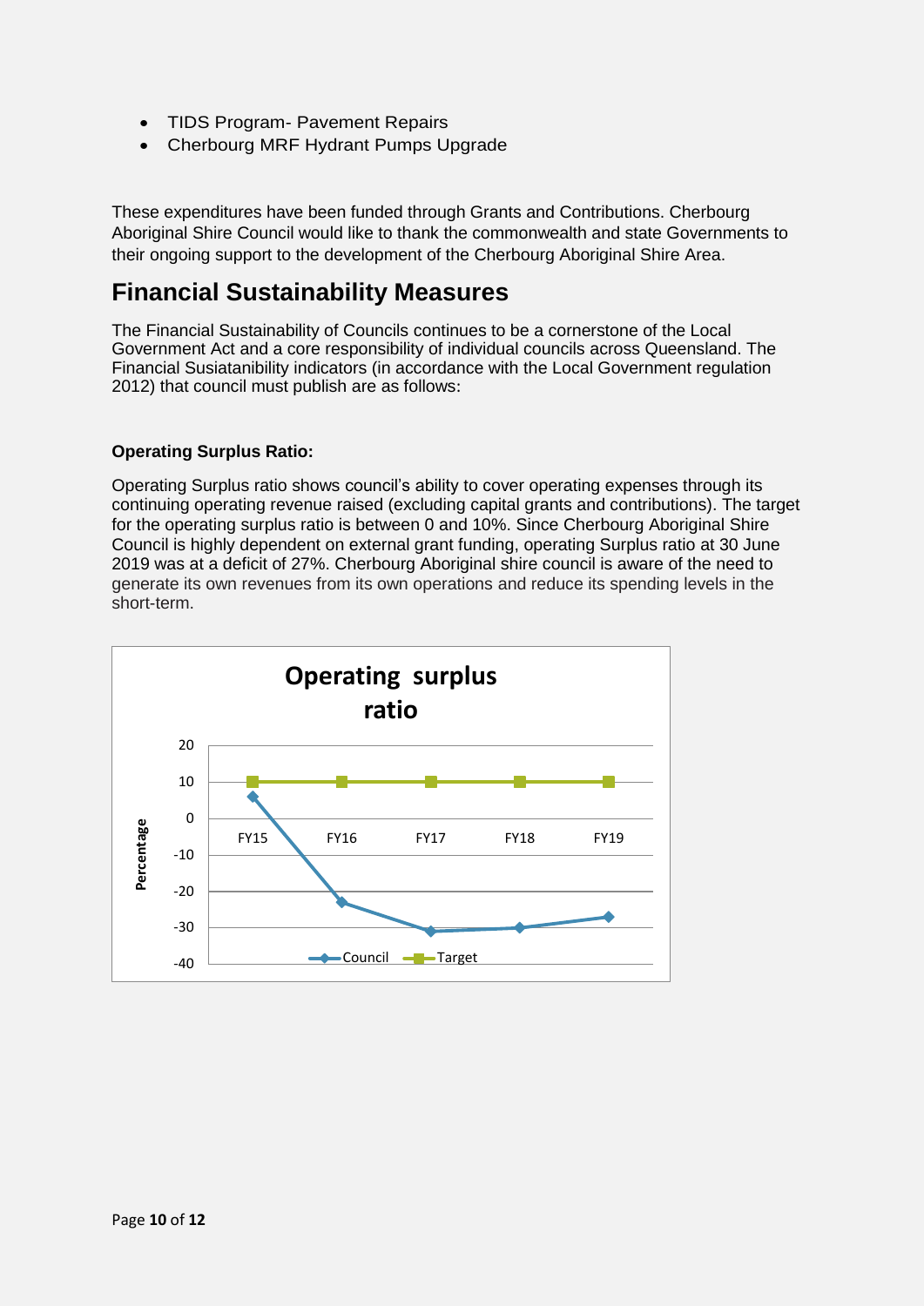- TIDS Program- Pavement Repairs
- Cherbourg MRF Hydrant Pumps Upgrade

These expenditures have been funded through Grants and Contributions. Cherbourg Aboriginal Shire Council would like to thank the commonwealth and state Governments to their ongoing support to the development of the Cherbourg Aboriginal Shire Area.

## Financial Sustainability Measures

The Financial Sustainability of Councils continues to be a cornerstone of the Local Government Act and a core responsibility of individual councils across Queensland. The Financial Susiatanibility indicators (in accordance with the Local Government regulation 2012) that council must publish are as follows:

**Operating Surplus Ratio:**

Operating Surplus ratio shows council's ability to cover operating expenses through its continuing operating revenue raised (excluding capital grants and contributions). The target for the operating surplus ratio is between 0 and 10%. Since Cherbourg Aboriginal Shire Council is highly dependent on external grant funding, operating Surplus ratio at 30 June 2019 was at a deficit of 27%. Cherbourg Aboriginal shire council is aware of the need to generate its own revenues from its own operations and reduce its spending levels in the short-term.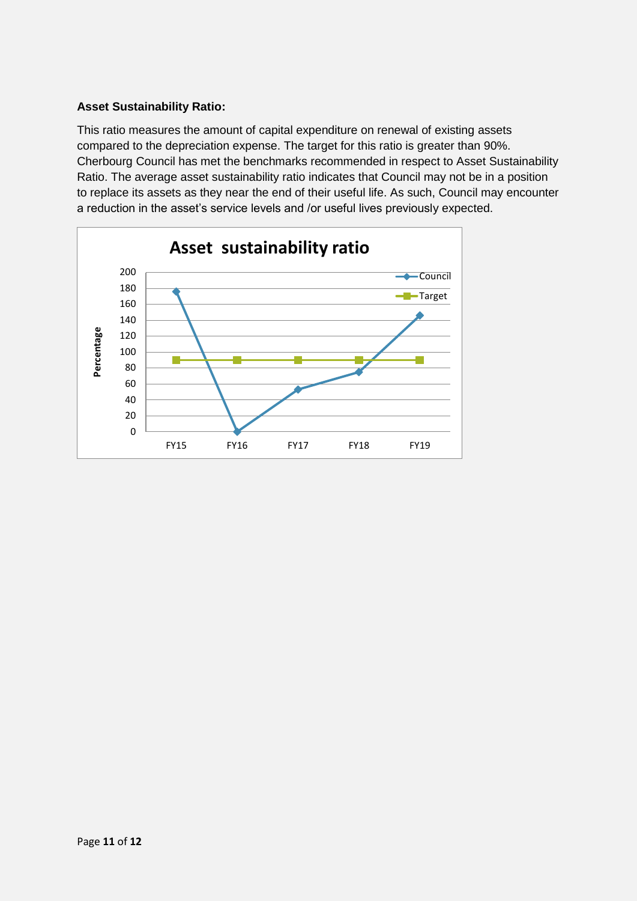**Asset Sustainability Ratio:**

This ratio measures the amount of capital expenditure on renewal of existing assets compared to the depreciation expense. The target for this ratio is greater than 90%. Cherbourg Council has met the benchmarks recommended in respect to Asset Sustainability Ratio. The average asset sustainability ratio indicates that Council may not be in a position to replace its assets as they near the end of their useful life. As such, Council may encounter a reduction in the asset's service levels and /or useful lives previously expected.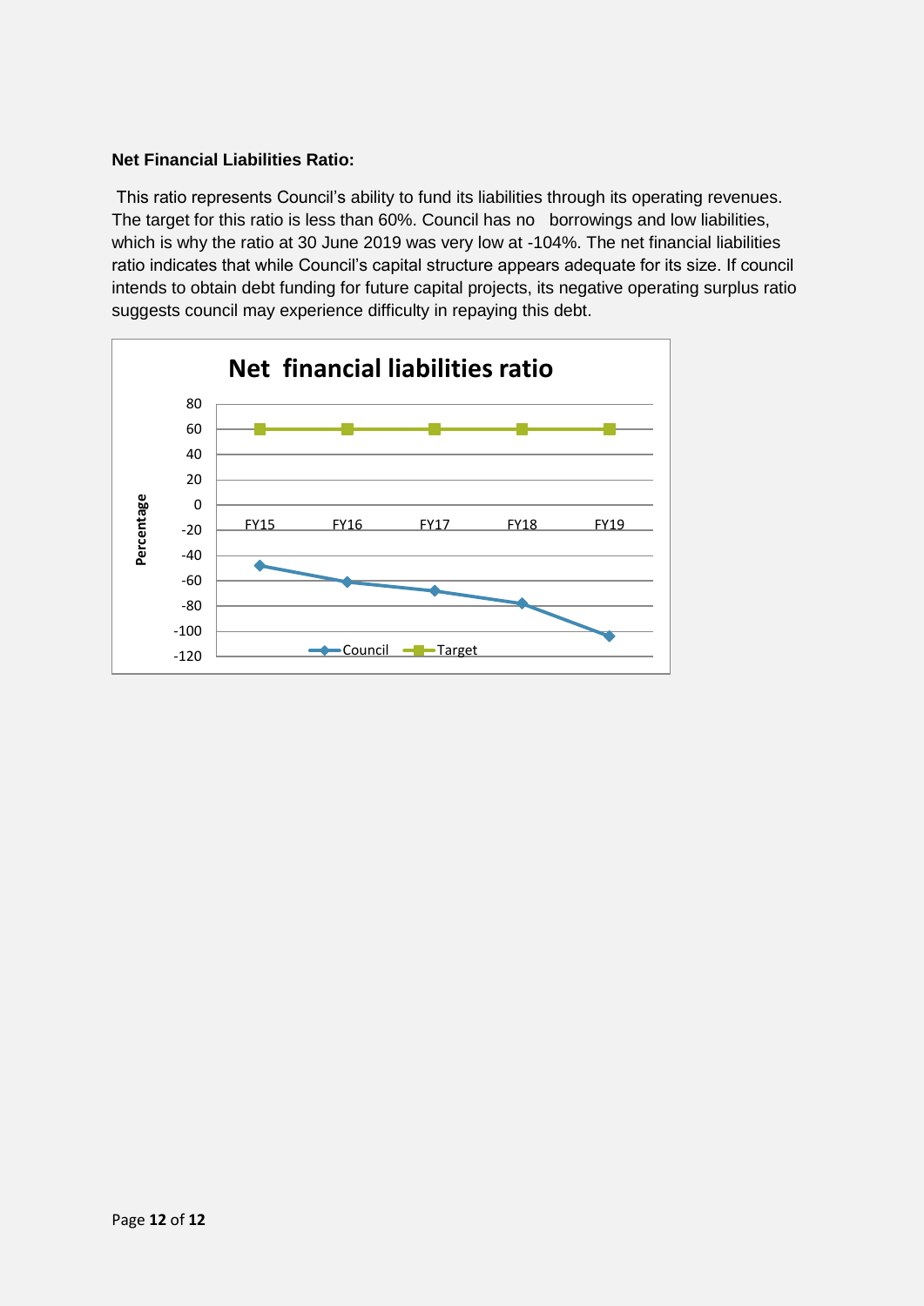**Net Financial Liabilities Ratio:**

This ratio represents Council's ability to fund its liabilities through its operating revenues. The target for this ratio is less than 60%. Council has no borrowings and low liabilities, which is why the ratio at 30 June 2019 was very low at -104%. The net financial liabilities ratio indicates that while Council's capital structure appears adequate for its size. If council intends to obtain debt funding for future capital projects, its negative operating surplus ratio suggests council may experience difficulty in repaying this debt.

Net financial liabilities ratio

Percentage

80
60
40
20
0
-20
-40
-60
-80
-100
-120

FY15 FY16 FY17 FY18 FY19

Council Target